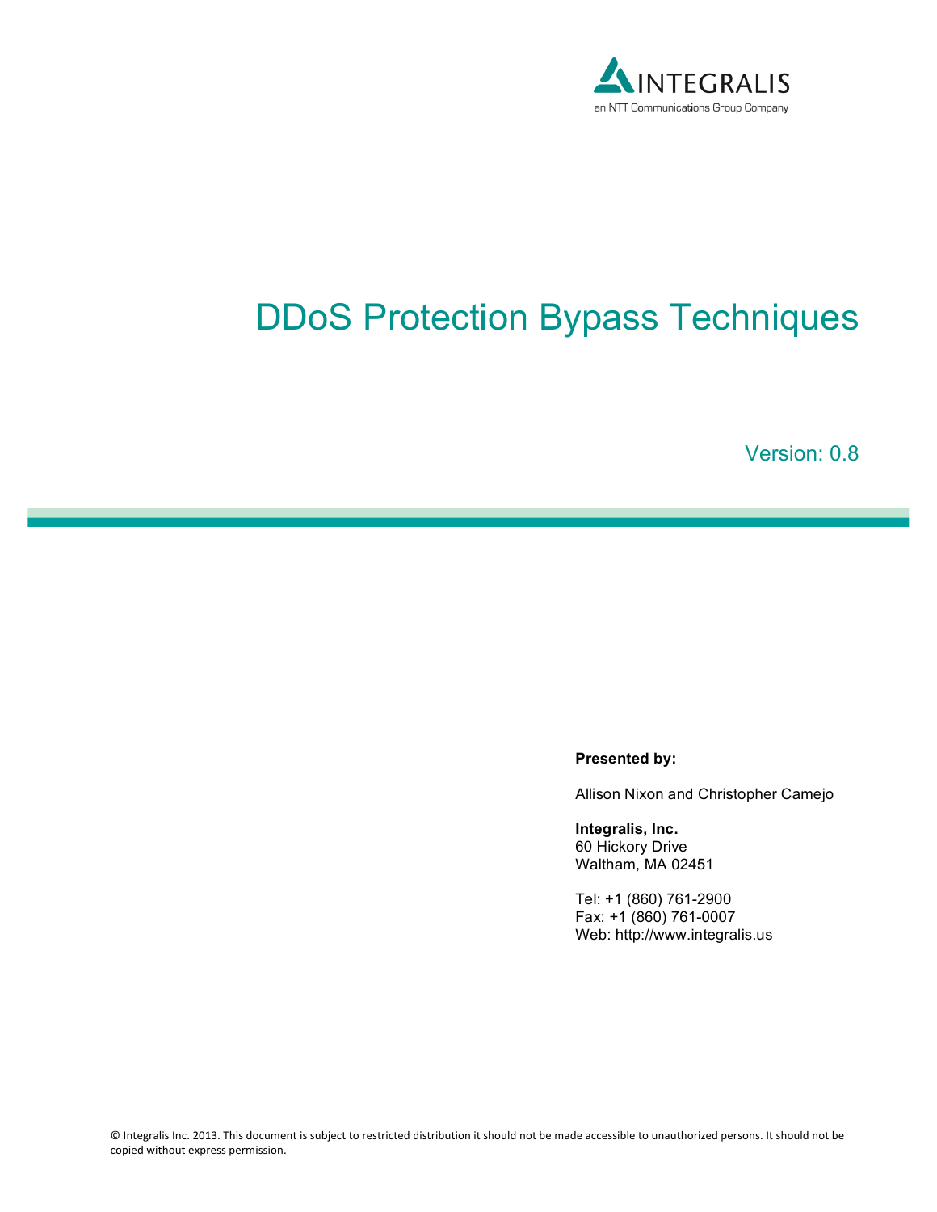INTEGRALIS

an NTT Communications Group Company

# DDoS Protection Bypass Techniques

Version: 0.8

**Presented by:**

Allison Nixon and Christopher Camejo

**Integralis, Inc.**
60 Hickory Drive
Waltham, MA 02451

Tel: +1 (860) 761-2900
Fax: +1 (860) 761-0007
Web: http://www.integralis.us

© Integralis Inc. 2013. This document is subject to restricted distribution it should not be made accessible to unauthorized persons. It should not be copied without express permission.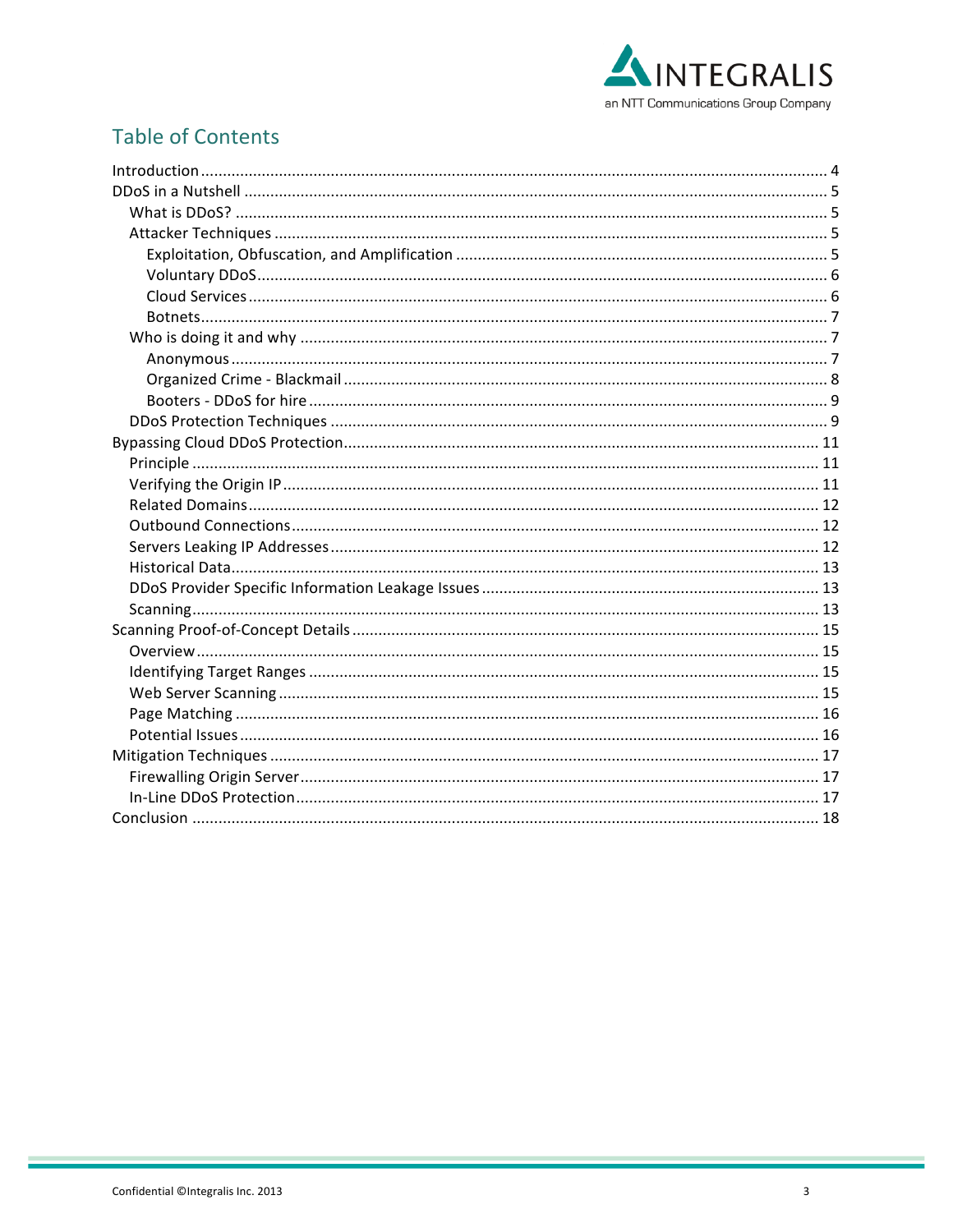## Table of Contents

- Introduction ........ 4
- DDoS in a Nutshell ........ 5
  - What is DDoS? ........ 5
  - Attacker Techniques ........ 5
    - Exploitation, Obfuscation, and Amplification ........ 5
    - Voluntary DDoS ........ 6
    - Cloud Services ........ 6
    - Botnets ........ 7
  - Who is doing it and why ........ 7
    - Anonymous ........ 7
    - Organized Crime - Blackmail ........ 8
    - Booters - DDoS for hire ........ 9
  - DDoS Protection Techniques ........ 9
- Bypassing Cloud DDoS Protection ........ 11
  - Principle ........ 11
  - Verifying the Origin IP ........ 11
  - Related Domains ........ 12
  - Outbound Connections ........ 12
  - Servers Leaking IP Addresses ........ 12
  - Historical Data ........ 13
  - DDoS Provider Specific Information Leakage Issues ........ 13
  - Scanning ........ 13
- Scanning Proof-of-Concept Details ........ 15
  - Overview ........ 15
  - Identifying Target Ranges ........ 15
  - Web Server Scanning ........ 15
  - Page Matching ........ 16
  - Potential Issues ........ 16
- Mitigation Techniques ........ 17
  - Firewalling Origin Server ........ 17
  - In-Line DDoS Protection ........ 17
- Conclusion ........ 18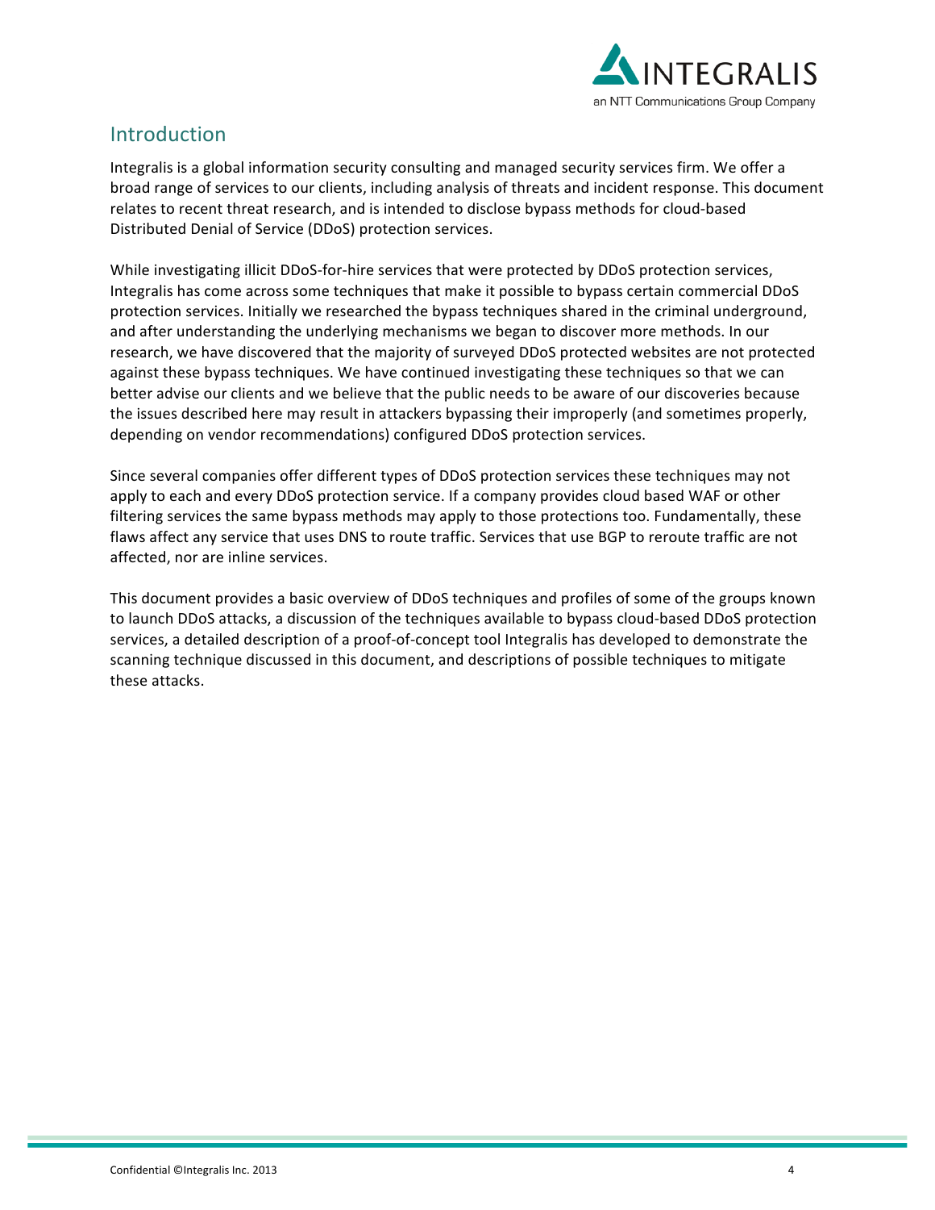## Introduction

Integralis is a global information security consulting and managed security services firm. We offer a broad range of services to our clients, including analysis of threats and incident response. This document relates to recent threat research, and is intended to disclose bypass methods for cloud-based Distributed Denial of Service (DDoS) protection services.

While investigating illicit DDoS-for-hire services that were protected by DDoS protection services, Integralis has come across some techniques that make it possible to bypass certain commercial DDoS protection services. Initially we researched the bypass techniques shared in the criminal underground, and after understanding the underlying mechanisms we began to discover more methods. In our research, we have discovered that the majority of surveyed DDoS protected websites are not protected against these bypass techniques. We have continued investigating these techniques so that we can better advise our clients and we believe that the public needs to be aware of our discoveries because the issues described here may result in attackers bypassing their improperly (and sometimes properly, depending on vendor recommendations) configured DDoS protection services.

Since several companies offer different types of DDoS protection services these techniques may not apply to each and every DDoS protection service. If a company provides cloud based WAF or other filtering services the same bypass methods may apply to those protections too. Fundamentally, these flaws affect any service that uses DNS to route traffic. Services that use BGP to reroute traffic are not affected, nor are inline services.

This document provides a basic overview of DDoS techniques and profiles of some of the groups known to launch DDoS attacks, a discussion of the techniques available to bypass cloud-based DDoS protection services, a detailed description of a proof-of-concept tool Integralis has developed to demonstrate the scanning technique discussed in this document, and descriptions of possible techniques to mitigate these attacks.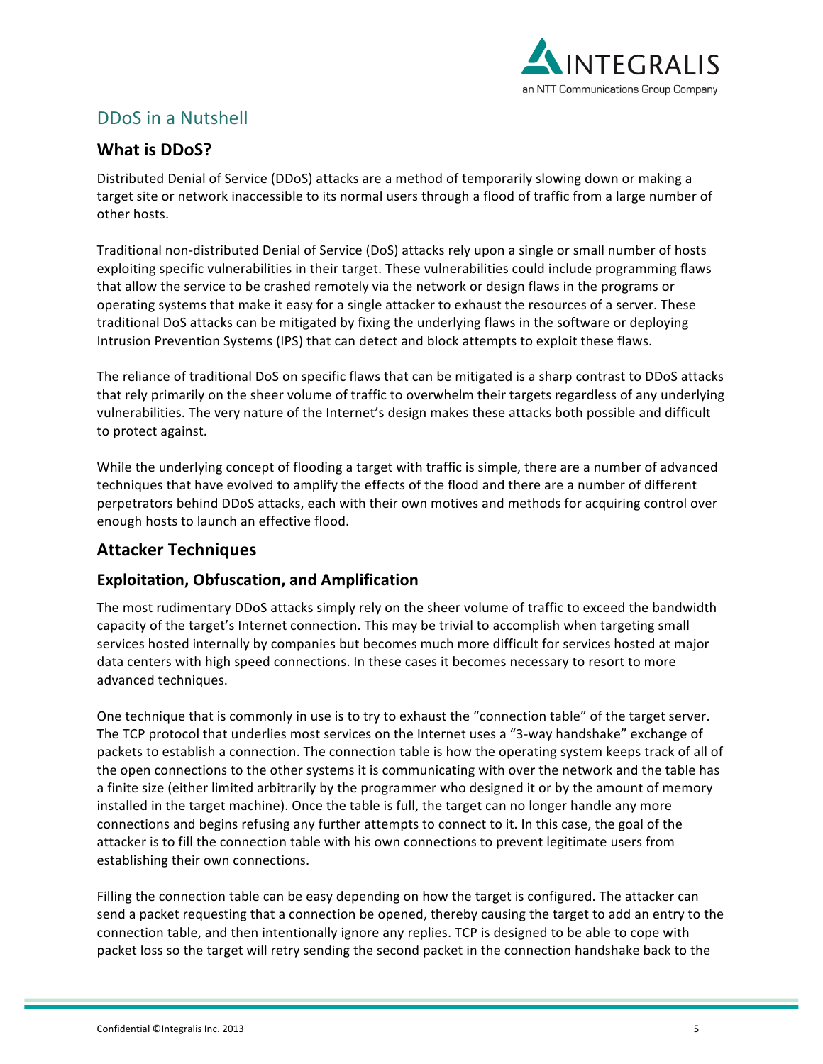## DDoS in a Nutshell

### What is DDoS?

Distributed Denial of Service (DDoS) attacks are a method of temporarily slowing down or making a target site or network inaccessible to its normal users through a flood of traffic from a large number of other hosts.

Traditional non-distributed Denial of Service (DoS) attacks rely upon a single or small number of hosts exploiting specific vulnerabilities in their target. These vulnerabilities could include programming flaws that allow the service to be crashed remotely via the network or design flaws in the programs or operating systems that make it easy for a single attacker to exhaust the resources of a server. These traditional DoS attacks can be mitigated by fixing the underlying flaws in the software or deploying Intrusion Prevention Systems (IPS) that can detect and block attempts to exploit these flaws.

The reliance of traditional DoS on specific flaws that can be mitigated is a sharp contrast to DDoS attacks that rely primarily on the sheer volume of traffic to overwhelm their targets regardless of any underlying vulnerabilities. The very nature of the Internet's design makes these attacks both possible and difficult to protect against.

While the underlying concept of flooding a target with traffic is simple, there are a number of advanced techniques that have evolved to amplify the effects of the flood and there are a number of different perpetrators behind DDoS attacks, each with their own motives and methods for acquiring control over enough hosts to launch an effective flood.

### Attacker Techniques

#### Exploitation, Obfuscation, and Amplification

The most rudimentary DDoS attacks simply rely on the sheer volume of traffic to exceed the bandwidth capacity of the target's Internet connection. This may be trivial to accomplish when targeting small services hosted internally by companies but becomes much more difficult for services hosted at major data centers with high speed connections. In these cases it becomes necessary to resort to more advanced techniques.

One technique that is commonly in use is to try to exhaust the "connection table" of the target server. The TCP protocol that underlies most services on the Internet uses a "3-way handshake" exchange of packets to establish a connection. The connection table is how the operating system keeps track of all of the open connections to the other systems it is communicating with over the network and the table has a finite size (either limited arbitrarily by the programmer who designed it or by the amount of memory installed in the target machine). Once the table is full, the target can no longer handle any more connections and begins refusing any further attempts to connect to it. In this case, the goal of the attacker is to fill the connection table with his own connections to prevent legitimate users from establishing their own connections.

Filling the connection table can be easy depending on how the target is configured. The attacker can send a packet requesting that a connection be opened, thereby causing the target to add an entry to the connection table, and then intentionally ignore any replies. TCP is designed to be able to cope with packet loss so the target will retry sending the second packet in the connection handshake back to the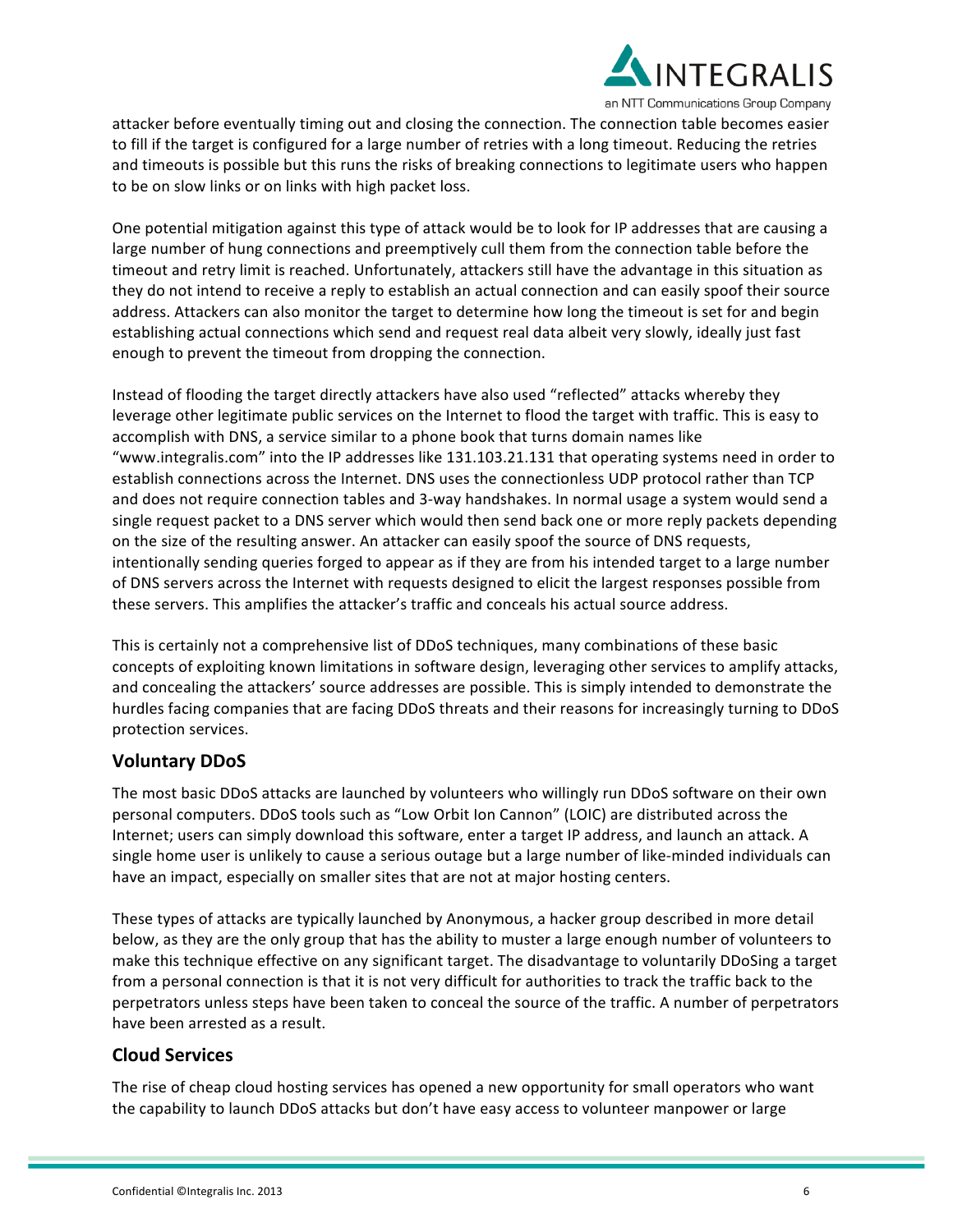attacker before eventually timing out and closing the connection. The connection table becomes easier to fill if the target is configured for a large number of retries with a long timeout. Reducing the retries and timeouts is possible but this runs the risks of breaking connections to legitimate users who happen to be on slow links or on links with high packet loss.

One potential mitigation against this type of attack would be to look for IP addresses that are causing a large number of hung connections and preemptively cull them from the connection table before the timeout and retry limit is reached. Unfortunately, attackers still have the advantage in this situation as they do not intend to receive a reply to establish an actual connection and can easily spoof their source address. Attackers can also monitor the target to determine how long the timeout is set for and begin establishing actual connections which send and request real data albeit very slowly, ideally just fast enough to prevent the timeout from dropping the connection.

Instead of flooding the target directly attackers have also used "reflected" attacks whereby they leverage other legitimate public services on the Internet to flood the target with traffic. This is easy to accomplish with DNS, a service similar to a phone book that turns domain names like "www.integralis.com" into the IP addresses like 131.103.21.131 that operating systems need in order to establish connections across the Internet. DNS uses the connectionless UDP protocol rather than TCP and does not require connection tables and 3-way handshakes. In normal usage a system would send a single request packet to a DNS server which would then send back one or more reply packets depending on the size of the resulting answer. An attacker can easily spoof the source of DNS requests, intentionally sending queries forged to appear as if they are from his intended target to a large number of DNS servers across the Internet with requests designed to elicit the largest responses possible from these servers. This amplifies the attacker's traffic and conceals his actual source address.

This is certainly not a comprehensive list of DDoS techniques, many combinations of these basic concepts of exploiting known limitations in software design, leveraging other services to amplify attacks, and concealing the attackers' source addresses are possible. This is simply intended to demonstrate the hurdles facing companies that are facing DDoS threats and their reasons for increasingly turning to DDoS protection services.

## Voluntary DDoS

The most basic DDoS attacks are launched by volunteers who willingly run DDoS software on their own personal computers. DDoS tools such as "Low Orbit Ion Cannon" (LOIC) are distributed across the Internet; users can simply download this software, enter a target IP address, and launch an attack. A single home user is unlikely to cause a serious outage but a large number of like-minded individuals can have an impact, especially on smaller sites that are not at major hosting centers.

These types of attacks are typically launched by Anonymous, a hacker group described in more detail below, as they are the only group that has the ability to muster a large enough number of volunteers to make this technique effective on any significant target. The disadvantage to voluntarily DDoSing a target from a personal connection is that it is not very difficult for authorities to track the traffic back to the perpetrators unless steps have been taken to conceal the source of the traffic. A number of perpetrators have been arrested as a result.

## Cloud Services

The rise of cheap cloud hosting services has opened a new opportunity for small operators who want the capability to launch DDoS attacks but don't have easy access to volunteer manpower or large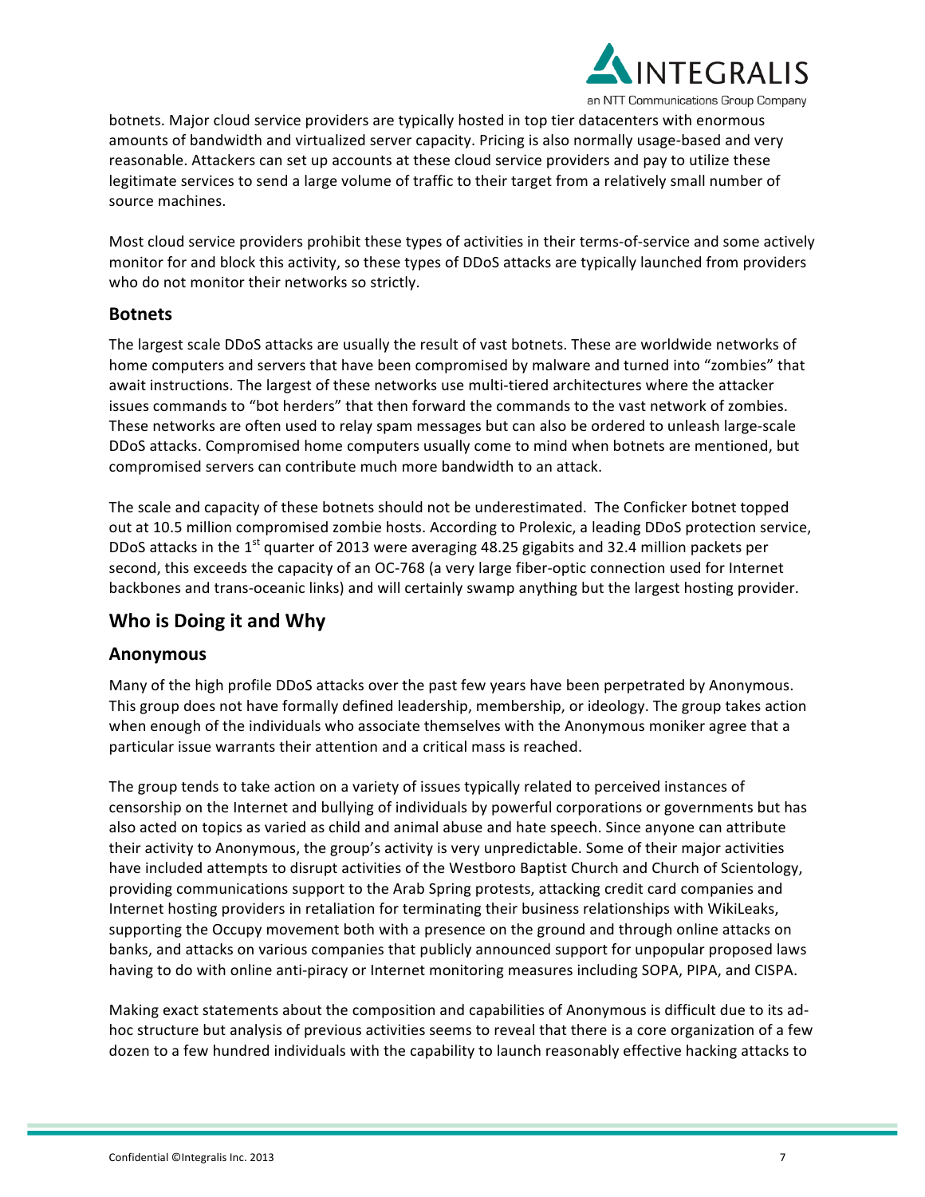botnets. Major cloud service providers are typically hosted in top tier datacenters with enormous amounts of bandwidth and virtualized server capacity. Pricing is also normally usage-based and very reasonable. Attackers can set up accounts at these cloud service providers and pay to utilize these legitimate services to send a large volume of traffic to their target from a relatively small number of source machines.

Most cloud service providers prohibit these types of activities in their terms-of-service and some actively monitor for and block this activity, so these types of DDoS attacks are typically launched from providers who do not monitor their networks so strictly.

### Botnets

The largest scale DDoS attacks are usually the result of vast botnets. These are worldwide networks of home computers and servers that have been compromised by malware and turned into "zombies" that await instructions. The largest of these networks use multi-tiered architectures where the attacker issues commands to "bot herders" that then forward the commands to the vast network of zombies. These networks are often used to relay spam messages but can also be ordered to unleash large-scale DDoS attacks. Compromised home computers usually come to mind when botnets are mentioned, but compromised servers can contribute much more bandwidth to an attack.

The scale and capacity of these botnets should not be underestimated. The Conficker botnet topped out at 10.5 million compromised zombie hosts. According to Prolexic, a leading DDoS protection service, DDoS attacks in the 1st quarter of 2013 were averaging 48.25 gigabits and 32.4 million packets per second, this exceeds the capacity of an OC-768 (a very large fiber-optic connection used for Internet backbones and trans-oceanic links) and will certainly swamp anything but the largest hosting provider.

## Who is Doing it and Why

### Anonymous

Many of the high profile DDoS attacks over the past few years have been perpetrated by Anonymous. This group does not have formally defined leadership, membership, or ideology. The group takes action when enough of the individuals who associate themselves with the Anonymous moniker agree that a particular issue warrants their attention and a critical mass is reached.

The group tends to take action on a variety of issues typically related to perceived instances of censorship on the Internet and bullying of individuals by powerful corporations or governments but has also acted on topics as varied as child and animal abuse and hate speech. Since anyone can attribute their activity to Anonymous, the group's activity is very unpredictable. Some of their major activities have included attempts to disrupt activities of the Westboro Baptist Church and Church of Scientology, providing communications support to the Arab Spring protests, attacking credit card companies and Internet hosting providers in retaliation for terminating their business relationships with WikiLeaks, supporting the Occupy movement both with a presence on the ground and through online attacks on banks, and attacks on various companies that publicly announced support for unpopular proposed laws having to do with online anti-piracy or Internet monitoring measures including SOPA, PIPA, and CISPA.

Making exact statements about the composition and capabilities of Anonymous is difficult due to its ad-hoc structure but analysis of previous activities seems to reveal that there is a core organization of a few dozen to a few hundred individuals with the capability to launch reasonably effective hacking attacks to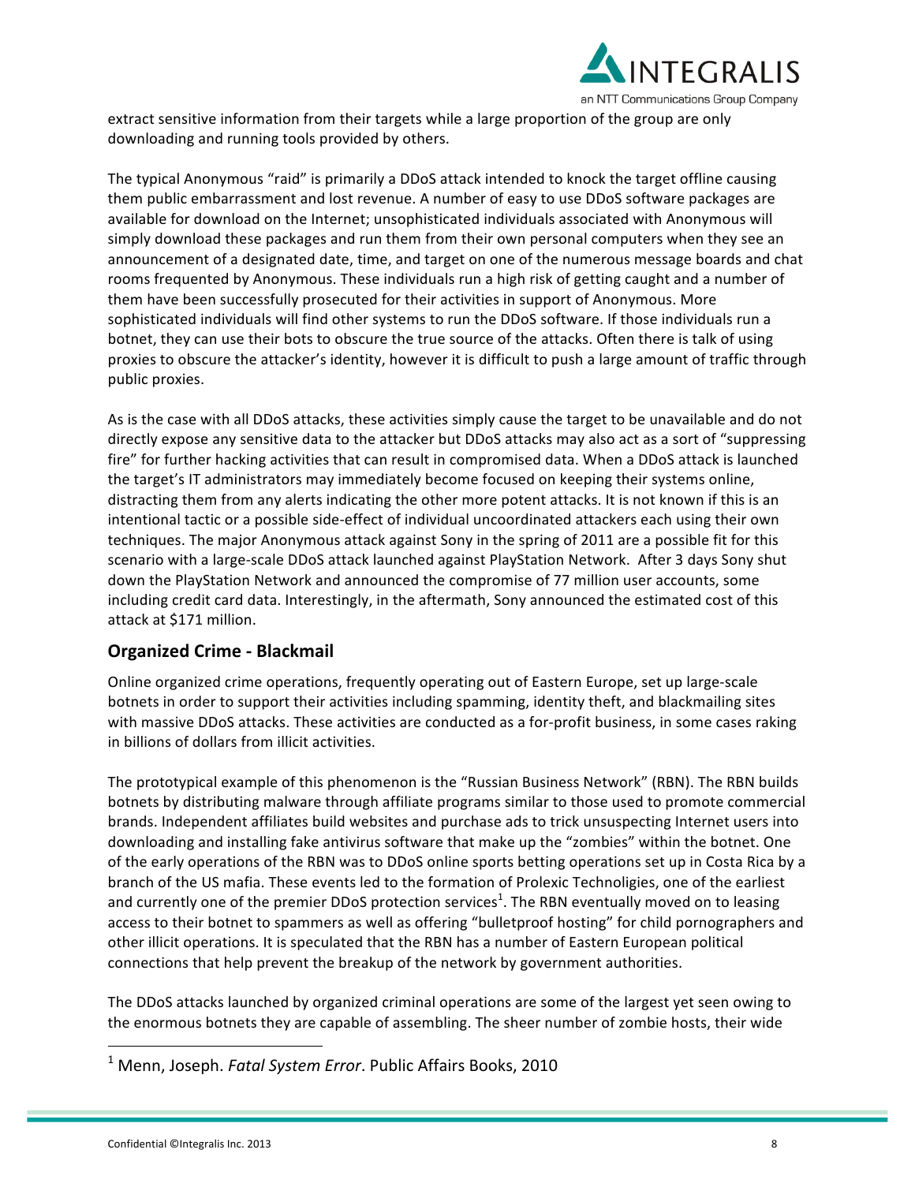extract sensitive information from their targets while a large proportion of the group are only downloading and running tools provided by others.

The typical Anonymous "raid" is primarily a DDoS attack intended to knock the target offline causing them public embarrassment and lost revenue. A number of easy to use DDoS software packages are available for download on the Internet; unsophisticated individuals associated with Anonymous will simply download these packages and run them from their own personal computers when they see an announcement of a designated date, time, and target on one of the numerous message boards and chat rooms frequented by Anonymous. These individuals run a high risk of getting caught and a number of them have been successfully prosecuted for their activities in support of Anonymous. More sophisticated individuals will find other systems to run the DDoS software. If those individuals run a botnet, they can use their bots to obscure the true source of the attacks. Often there is talk of using proxies to obscure the attacker's identity, however it is difficult to push a large amount of traffic through public proxies.

As is the case with all DDoS attacks, these activities simply cause the target to be unavailable and do not directly expose any sensitive data to the attacker but DDoS attacks may also act as a sort of "suppressing fire" for further hacking activities that can result in compromised data. When a DDoS attack is launched the target's IT administrators may immediately become focused on keeping their systems online, distracting them from any alerts indicating the other more potent attacks. It is not known if this is an intentional tactic or a possible side-effect of individual uncoordinated attackers each using their own techniques. The major Anonymous attack against Sony in the spring of 2011 are a possible fit for this scenario with a large-scale DDoS attack launched against PlayStation Network. After 3 days Sony shut down the PlayStation Network and announced the compromise of 77 million user accounts, some including credit card data. Interestingly, in the aftermath, Sony announced the estimated cost of this attack at $171 million.

## Organized Crime - Blackmail

Online organized crime operations, frequently operating out of Eastern Europe, set up large-scale botnets in order to support their activities including spamming, identity theft, and blackmailing sites with massive DDoS attacks. These activities are conducted as a for-profit business, in some cases raking in billions of dollars from illicit activities.

The prototypical example of this phenomenon is the "Russian Business Network" (RBN). The RBN builds botnets by distributing malware through affiliate programs similar to those used to promote commercial brands. Independent affiliates build websites and purchase ads to trick unsuspecting Internet users into downloading and installing fake antivirus software that make up the "zombies" within the botnet. One of the early operations of the RBN was to DDoS online sports betting operations set up in Costa Rica by a branch of the US mafia. These events led to the formation of Prolexic Technoligies, one of the earliest and currently one of the premier DDoS protection services[1]. The RBN eventually moved on to leasing access to their botnet to spammers as well as offering "bulletproof hosting" for child pornographers and other illicit operations. It is speculated that the RBN has a number of Eastern European political connections that help prevent the breakup of the network by government authorities.

The DDoS attacks launched by organized criminal operations are some of the largest yet seen owing to the enormous botnets they are capable of assembling. The sheer number of zombie hosts, their wide

[1] Menn, Joseph. *Fatal System Error*. Public Affairs Books, 2010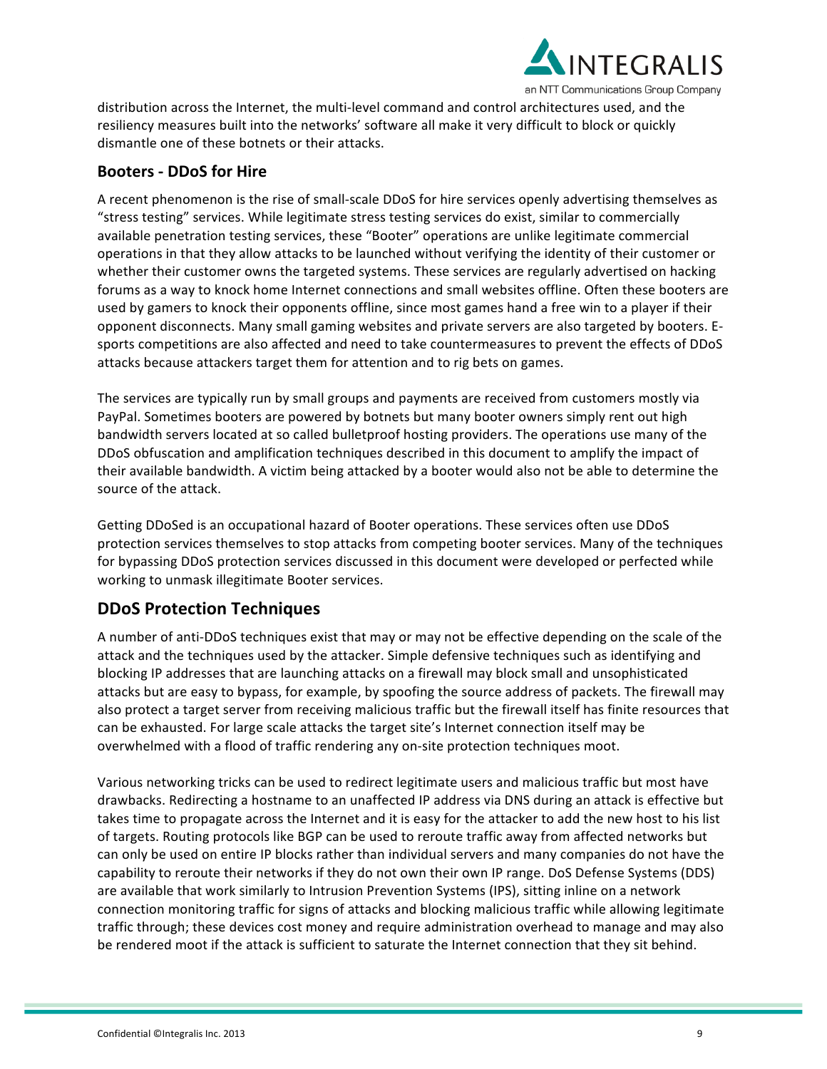distribution across the Internet, the multi-level command and control architectures used, and the resiliency measures built into the networks' software all make it very difficult to block or quickly dismantle one of these botnets or their attacks.

### Booters - DDoS for Hire

A recent phenomenon is the rise of small-scale DDoS for hire services openly advertising themselves as "stress testing" services. While legitimate stress testing services do exist, similar to commercially available penetration testing services, these "Booter" operations are unlike legitimate commercial operations in that they allow attacks to be launched without verifying the identity of their customer or whether their customer owns the targeted systems. These services are regularly advertised on hacking forums as a way to knock home Internet connections and small websites offline. Often these booters are used by gamers to knock their opponents offline, since most games hand a free win to a player if their opponent disconnects. Many small gaming websites and private servers are also targeted by booters. E-sports competitions are also affected and need to take countermeasures to prevent the effects of DDoS attacks because attackers target them for attention and to rig bets on games.

The services are typically run by small groups and payments are received from customers mostly via PayPal. Sometimes booters are powered by botnets but many booter owners simply rent out high bandwidth servers located at so called bulletproof hosting providers. The operations use many of the DDoS obfuscation and amplification techniques described in this document to amplify the impact of their available bandwidth. A victim being attacked by a booter would also not be able to determine the source of the attack.

Getting DDoSed is an occupational hazard of Booter operations. These services often use DDoS protection services themselves to stop attacks from competing booter services. Many of the techniques for bypassing DDoS protection services discussed in this document were developed or perfected while working to unmask illegitimate Booter services.

## DDoS Protection Techniques

A number of anti-DDoS techniques exist that may or may not be effective depending on the scale of the attack and the techniques used by the attacker. Simple defensive techniques such as identifying and blocking IP addresses that are launching attacks on a firewall may block small and unsophisticated attacks but are easy to bypass, for example, by spoofing the source address of packets. The firewall may also protect a target server from receiving malicious traffic but the firewall itself has finite resources that can be exhausted. For large scale attacks the target site's Internet connection itself may be overwhelmed with a flood of traffic rendering any on-site protection techniques moot.

Various networking tricks can be used to redirect legitimate users and malicious traffic but most have drawbacks. Redirecting a hostname to an unaffected IP address via DNS during an attack is effective but takes time to propagate across the Internet and it is easy for the attacker to add the new host to his list of targets. Routing protocols like BGP can be used to reroute traffic away from affected networks but can only be used on entire IP blocks rather than individual servers and many companies do not have the capability to reroute their networks if they do not own their own IP range. DoS Defense Systems (DDS) are available that work similarly to Intrusion Prevention Systems (IPS), sitting inline on a network connection monitoring traffic for signs of attacks and blocking malicious traffic while allowing legitimate traffic through; these devices cost money and require administration overhead to manage and may also be rendered moot if the attack is sufficient to saturate the Internet connection that they sit behind.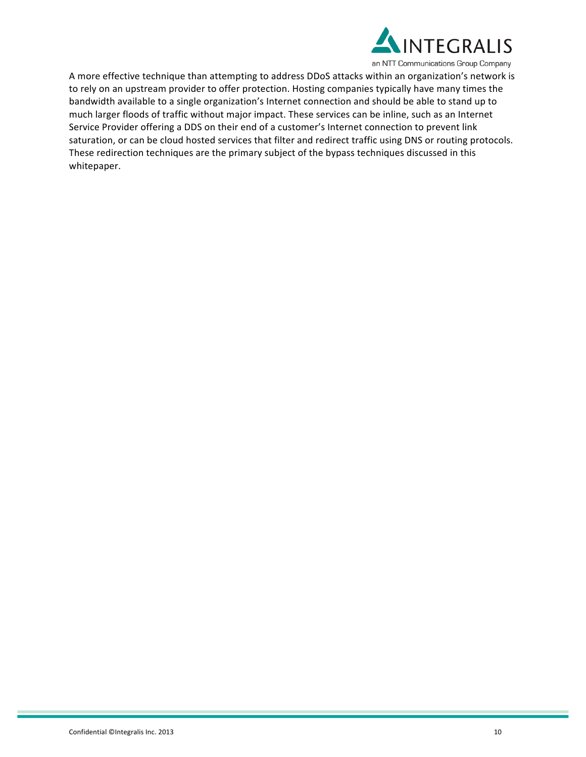A more effective technique than attempting to address DDoS attacks within an organization's network is to rely on an upstream provider to offer protection. Hosting companies typically have many times the bandwidth available to a single organization's Internet connection and should be able to stand up to much larger floods of traffic without major impact. These services can be inline, such as an Internet Service Provider offering a DDS on their end of a customer's Internet connection to prevent link saturation, or can be cloud hosted services that filter and redirect traffic using DNS or routing protocols. These redirection techniques are the primary subject of the bypass techniques discussed in this whitepaper.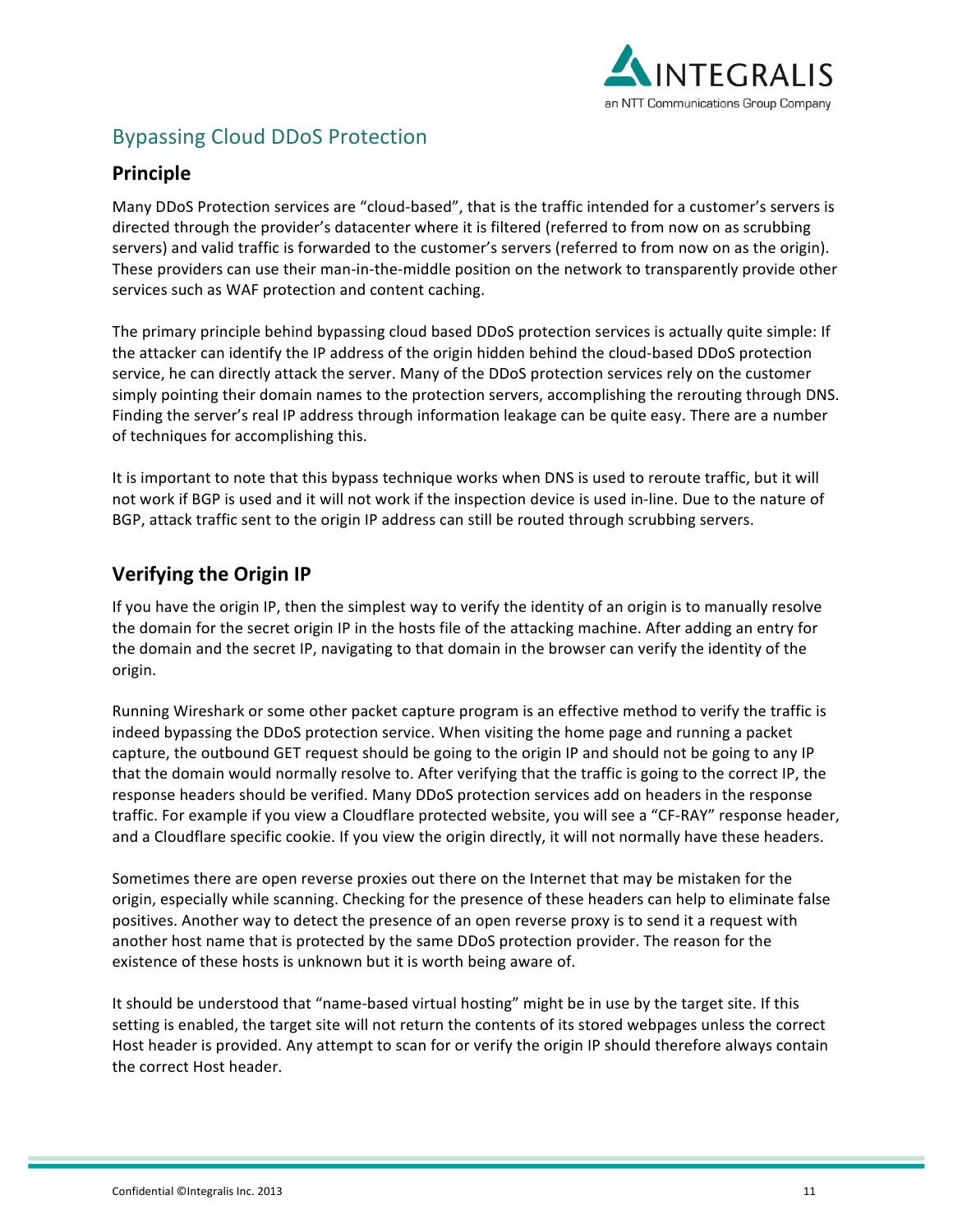## Bypassing Cloud DDoS Protection

### Principle

Many DDoS Protection services are "cloud-based", that is the traffic intended for a customer's servers is directed through the provider's datacenter where it is filtered (referred to from now on as scrubbing servers) and valid traffic is forwarded to the customer's servers (referred to from now on as the origin). These providers can use their man-in-the-middle position on the network to transparently provide other services such as WAF protection and content caching.

The primary principle behind bypassing cloud based DDoS protection services is actually quite simple: If the attacker can identify the IP address of the origin hidden behind the cloud-based DDoS protection service, he can directly attack the server. Many of the DDoS protection services rely on the customer simply pointing their domain names to the protection servers, accomplishing the rerouting through DNS. Finding the server's real IP address through information leakage can be quite easy. There are a number of techniques for accomplishing this.

It is important to note that this bypass technique works when DNS is used to reroute traffic, but it will not work if BGP is used and it will not work if the inspection device is used in-line. Due to the nature of BGP, attack traffic sent to the origin IP address can still be routed through scrubbing servers.

### Verifying the Origin IP

If you have the origin IP, then the simplest way to verify the identity of an origin is to manually resolve the domain for the secret origin IP in the hosts file of the attacking machine. After adding an entry for the domain and the secret IP, navigating to that domain in the browser can verify the identity of the origin.

Running Wireshark or some other packet capture program is an effective method to verify the traffic is indeed bypassing the DDoS protection service. When visiting the home page and running a packet capture, the outbound GET request should be going to the origin IP and should not be going to any IP that the domain would normally resolve to. After verifying that the traffic is going to the correct IP, the response headers should be verified. Many DDoS protection services add on headers in the response traffic. For example if you view a Cloudflare protected website, you will see a "CF-RAY" response header, and a Cloudflare specific cookie. If you view the origin directly, it will not normally have these headers.

Sometimes there are open reverse proxies out there on the Internet that may be mistaken for the origin, especially while scanning. Checking for the presence of these headers can help to eliminate false positives. Another way to detect the presence of an open reverse proxy is to send it a request with another host name that is protected by the same DDoS protection provider. The reason for the existence of these hosts is unknown but it is worth being aware of.

It should be understood that "name-based virtual hosting" might be in use by the target site. If this setting is enabled, the target site will not return the contents of its stored webpages unless the correct Host header is provided. Any attempt to scan for or verify the origin IP should therefore always contain the correct Host header.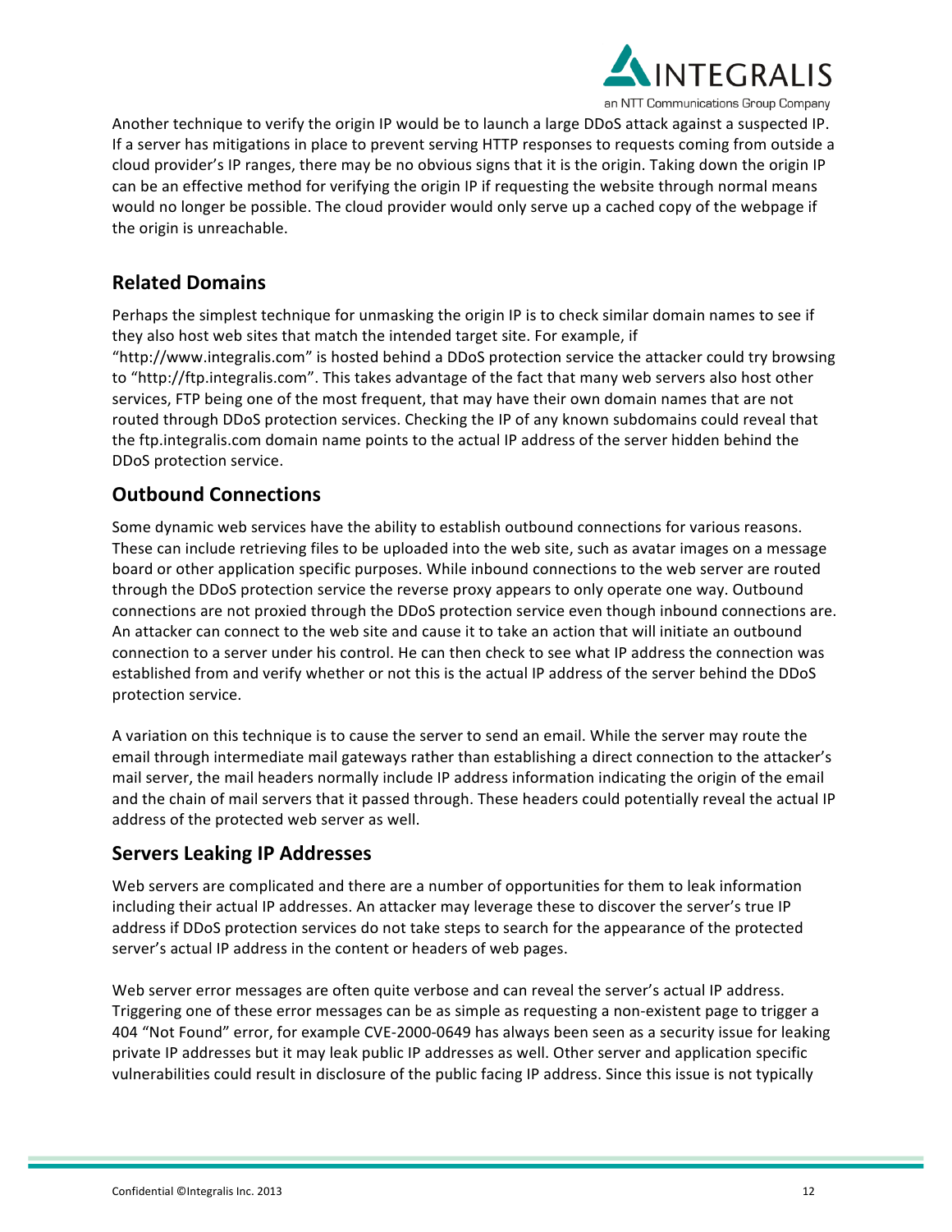Another technique to verify the origin IP would be to launch a large DDoS attack against a suspected IP. If a server has mitigations in place to prevent serving HTTP responses to requests coming from outside a cloud provider's IP ranges, there may be no obvious signs that it is the origin. Taking down the origin IP can be an effective method for verifying the origin IP if requesting the website through normal means would no longer be possible. The cloud provider would only serve up a cached copy of the webpage if the origin is unreachable.

## Related Domains

Perhaps the simplest technique for unmasking the origin IP is to check similar domain names to see if they also host web sites that match the intended target site. For example, if "http://www.integralis.com" is hosted behind a DDoS protection service the attacker could try browsing to "http://ftp.integralis.com". This takes advantage of the fact that many web servers also host other services, FTP being one of the most frequent, that may have their own domain names that are not routed through DDoS protection services. Checking the IP of any known subdomains could reveal that the ftp.integralis.com domain name points to the actual IP address of the server hidden behind the DDoS protection service.

## Outbound Connections

Some dynamic web services have the ability to establish outbound connections for various reasons. These can include retrieving files to be uploaded into the web site, such as avatar images on a message board or other application specific purposes. While inbound connections to the web server are routed through the DDoS protection service the reverse proxy appears to only operate one way. Outbound connections are not proxied through the DDoS protection service even though inbound connections are. An attacker can connect to the web site and cause it to take an action that will initiate an outbound connection to a server under his control. He can then check to see what IP address the connection was established from and verify whether or not this is the actual IP address of the server behind the DDoS protection service.

A variation on this technique is to cause the server to send an email. While the server may route the email through intermediate mail gateways rather than establishing a direct connection to the attacker's mail server, the mail headers normally include IP address information indicating the origin of the email and the chain of mail servers that it passed through. These headers could potentially reveal the actual IP address of the protected web server as well.

## Servers Leaking IP Addresses

Web servers are complicated and there are a number of opportunities for them to leak information including their actual IP addresses. An attacker may leverage these to discover the server's true IP address if DDoS protection services do not take steps to search for the appearance of the protected server's actual IP address in the content or headers of web pages.

Web server error messages are often quite verbose and can reveal the server's actual IP address. Triggering one of these error messages can be as simple as requesting a non-existent page to trigger a 404 "Not Found" error, for example CVE-2000-0649 has always been seen as a security issue for leaking private IP addresses but it may leak public IP addresses as well. Other server and application specific vulnerabilities could result in disclosure of the public facing IP address. Since this issue is not typically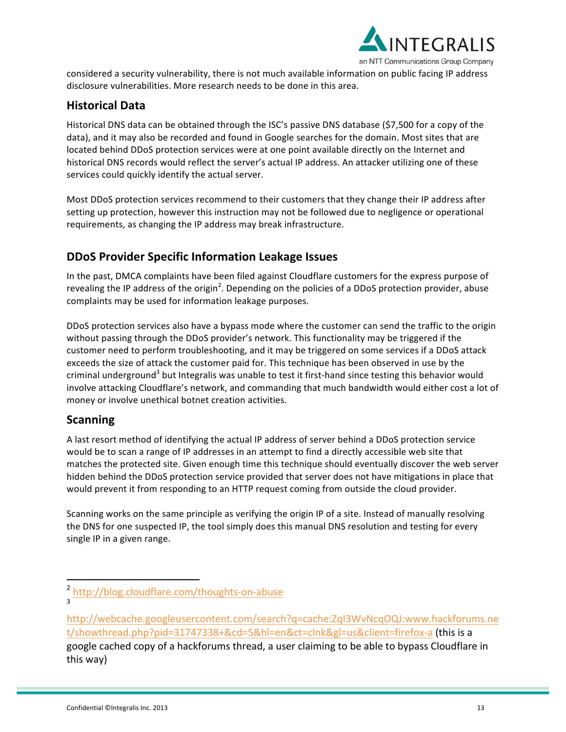considered a security vulnerability, there is not much available information on public facing IP address disclosure vulnerabilities. More research needs to be done in this area.

## Historical Data

Historical DNS data can be obtained through the ISC's passive DNS database ($7,500 for a copy of the data), and it may also be recorded and found in Google searches for the domain. Most sites that are located behind DDoS protection services were at one point available directly on the Internet and historical DNS records would reflect the server's actual IP address. An attacker utilizing one of these services could quickly identify the actual server.

Most DDoS protection services recommend to their customers that they change their IP address after setting up protection, however this instruction may not be followed due to negligence or operational requirements, as changing the IP address may break infrastructure.

## DDoS Provider Specific Information Leakage Issues

In the past, DMCA complaints have been filed against Cloudflare customers for the express purpose of revealing the IP address of the origin[2]. Depending on the policies of a DDoS protection provider, abuse complaints may be used for information leakage purposes.

DDoS protection services also have a bypass mode where the customer can send the traffic to the origin without passing through the DDoS provider's network. This functionality may be triggered if the customer need to perform troubleshooting, and it may be triggered on some services if a DDoS attack exceeds the size of attack the customer paid for. This technique has been observed in use by the criminal underground[3] but Integralis was unable to test it first-hand since testing this behavior would involve attacking Cloudflare's network, and commanding that much bandwidth would either cost a lot of money or involve unethical botnet creation activities.

## Scanning

A last resort method of identifying the actual IP address of server behind a DDoS protection service would be to scan a range of IP addresses in an attempt to find a directly accessible web site that matches the protected site. Given enough time this technique should eventually discover the web server hidden behind the DDoS protection service provided that server does not have mitigations in place that would prevent it from responding to an HTTP request coming from outside the cloud provider.

Scanning works on the same principle as verifying the origin IP of a site. Instead of manually resolving the DNS for one suspected IP, the tool simply does this manual DNS resolution and testing for every single IP in a given range.

---

[2] http://blog.cloudflare.com/thoughts-on-abuse

[3] http://webcache.googleusercontent.com/search?q=cache:ZqI3WvNcqOQJ:www.hackforums.net/showthread.php?pid=31747338+&cd=5&hl=en&ct=clnk&gl=us&client=firefox-a (this is a google cached copy of a hackforums thread, a user claiming to be able to bypass Cloudflare in this way)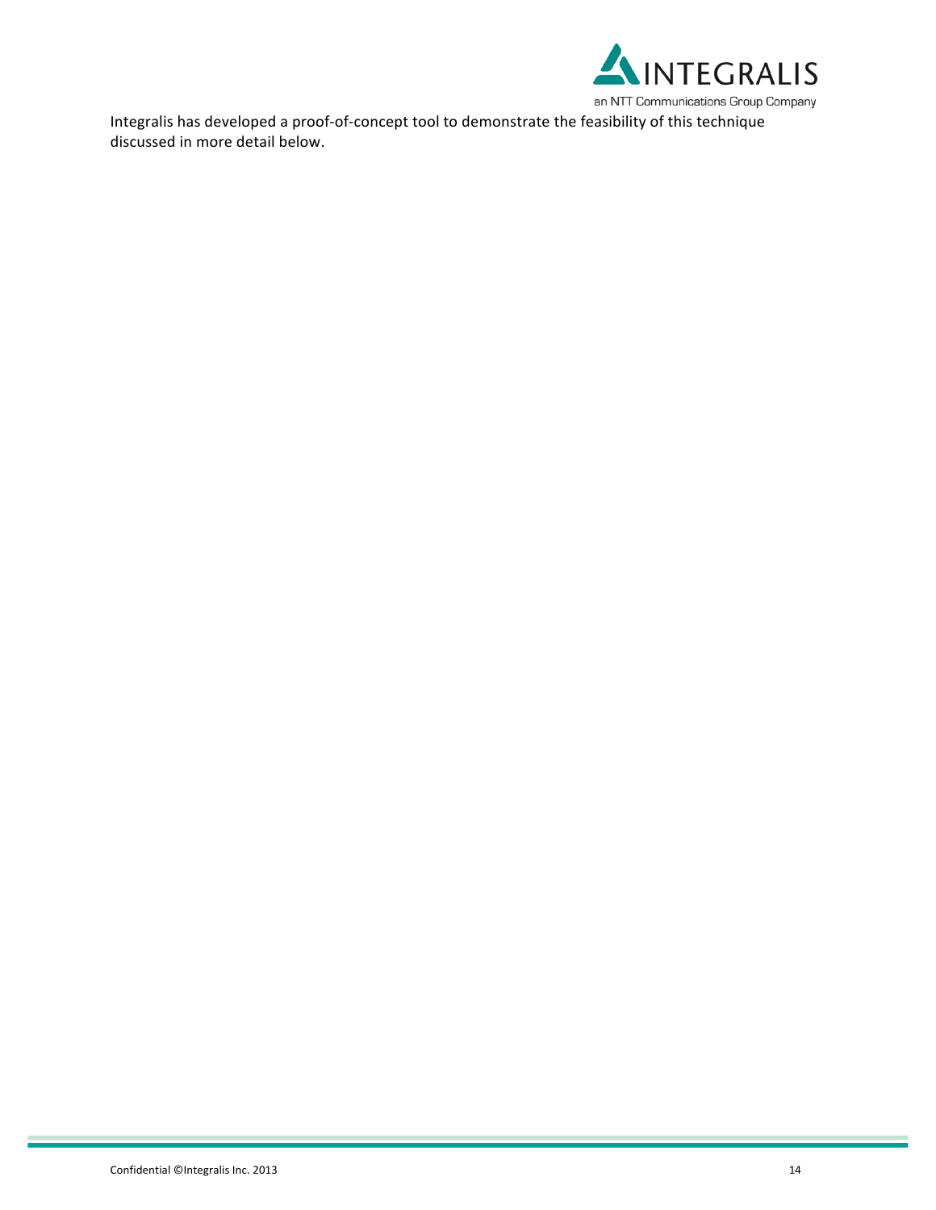Integralis has developed a proof-of-concept tool to demonstrate the feasibility of this technique discussed in more detail below.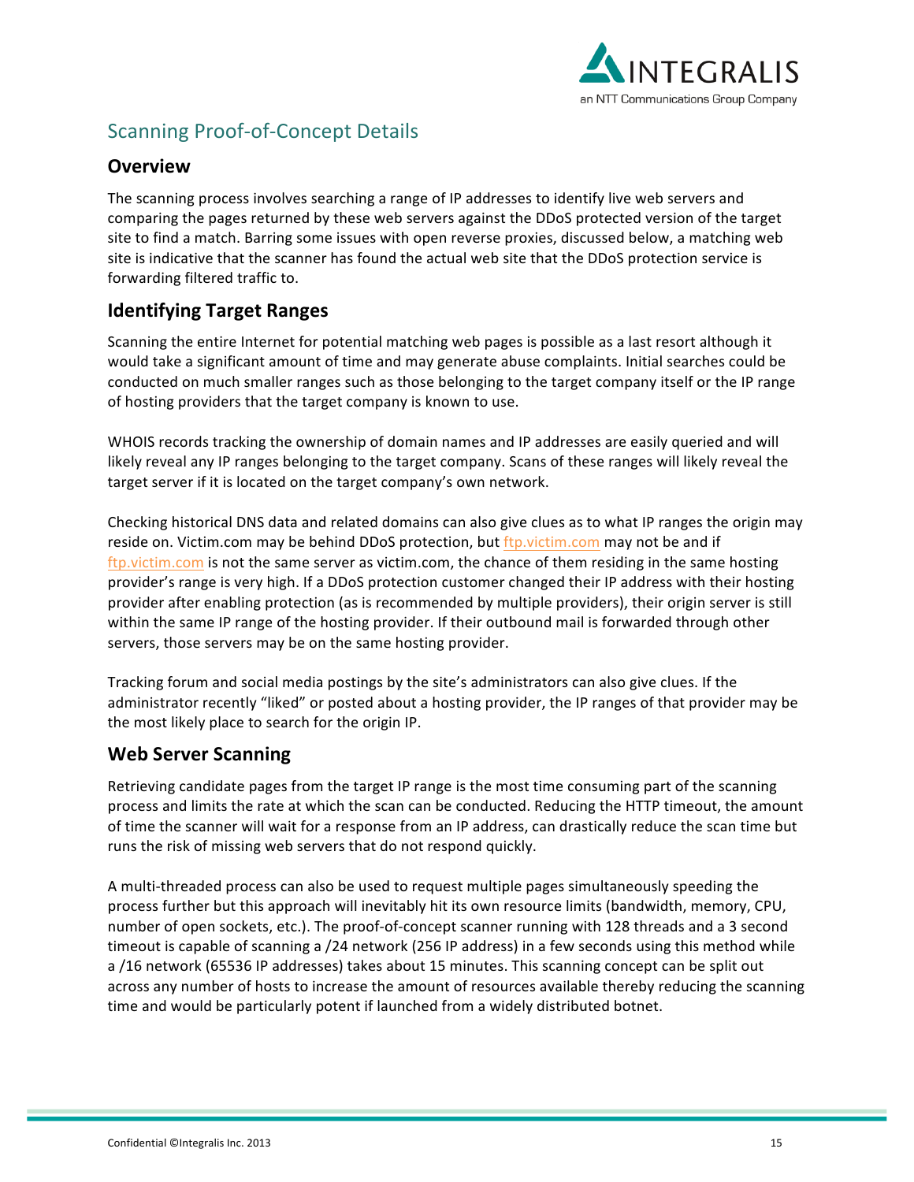## Scanning Proof-of-Concept Details

### Overview

The scanning process involves searching a range of IP addresses to identify live web servers and comparing the pages returned by these web servers against the DDoS protected version of the target site to find a match. Barring some issues with open reverse proxies, discussed below, a matching web site is indicative that the scanner has found the actual web site that the DDoS protection service is forwarding filtered traffic to.

### Identifying Target Ranges

Scanning the entire Internet for potential matching web pages is possible as a last resort although it would take a significant amount of time and may generate abuse complaints. Initial searches could be conducted on much smaller ranges such as those belonging to the target company itself or the IP range of hosting providers that the target company is known to use.

WHOIS records tracking the ownership of domain names and IP addresses are easily queried and will likely reveal any IP ranges belonging to the target company. Scans of these ranges will likely reveal the target server if it is located on the target company's own network.

Checking historical DNS data and related domains can also give clues as to what IP ranges the origin may reside on. Victim.com may be behind DDoS protection, but ftp.victim.com may not be and if ftp.victim.com is not the same server as victim.com, the chance of them residing in the same hosting provider's range is very high. If a DDoS protection customer changed their IP address with their hosting provider after enabling protection (as is recommended by multiple providers), their origin server is still within the same IP range of the hosting provider. If their outbound mail is forwarded through other servers, those servers may be on the same hosting provider.

Tracking forum and social media postings by the site's administrators can also give clues. If the administrator recently "liked" or posted about a hosting provider, the IP ranges of that provider may be the most likely place to search for the origin IP.

### Web Server Scanning

Retrieving candidate pages from the target IP range is the most time consuming part of the scanning process and limits the rate at which the scan can be conducted. Reducing the HTTP timeout, the amount of time the scanner will wait for a response from an IP address, can drastically reduce the scan time but runs the risk of missing web servers that do not respond quickly.

A multi-threaded process can also be used to request multiple pages simultaneously speeding the process further but this approach will inevitably hit its own resource limits (bandwidth, memory, CPU, number of open sockets, etc.). The proof-of-concept scanner running with 128 threads and a 3 second timeout is capable of scanning a /24 network (256 IP address) in a few seconds using this method while a /16 network (65536 IP addresses) takes about 15 minutes. This scanning concept can be split out across any number of hosts to increase the amount of resources available thereby reducing the scanning time and would be particularly potent if launched from a widely distributed botnet.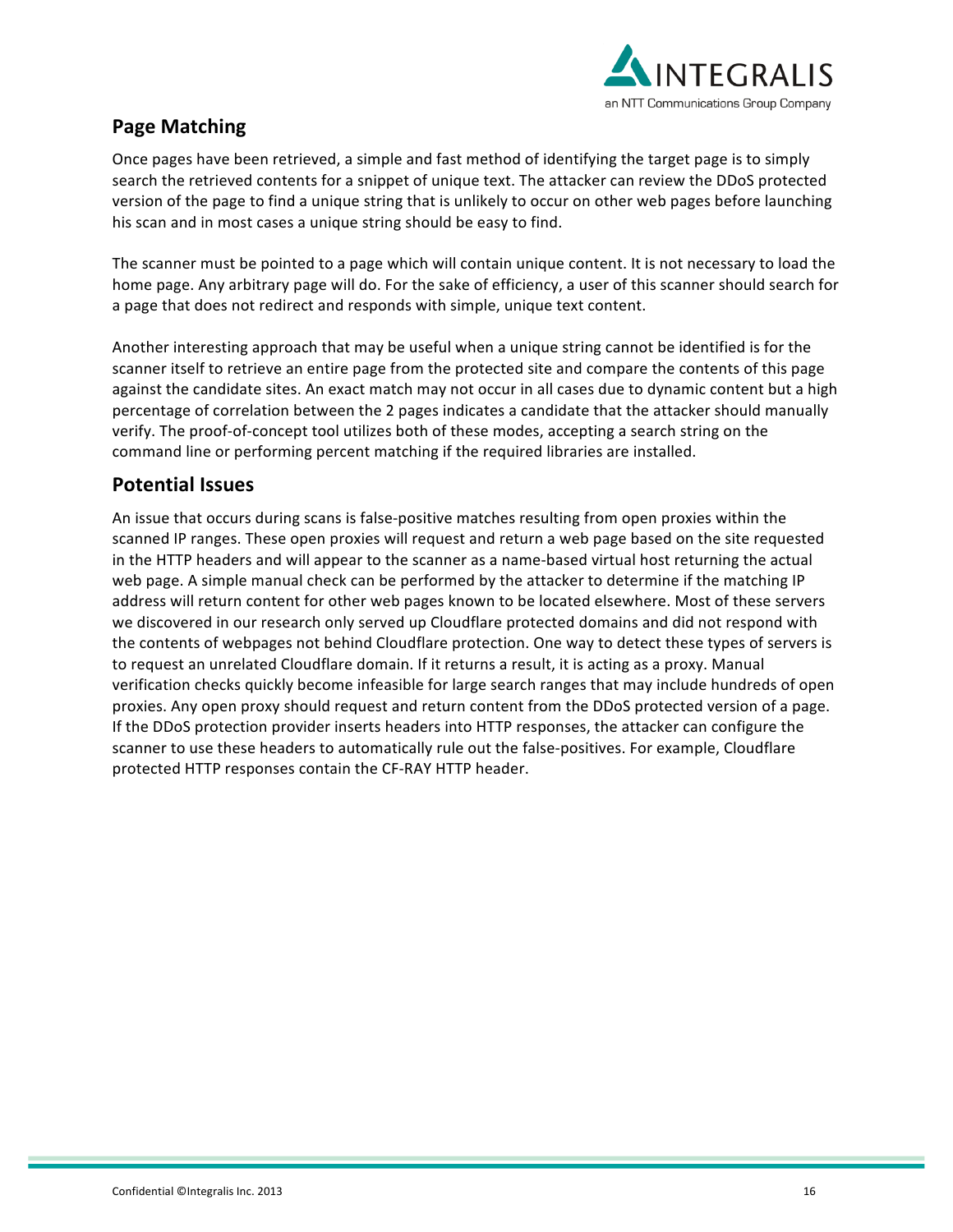## Page Matching

Once pages have been retrieved, a simple and fast method of identifying the target page is to simply search the retrieved contents for a snippet of unique text. The attacker can review the DDoS protected version of the page to find a unique string that is unlikely to occur on other web pages before launching his scan and in most cases a unique string should be easy to find.

The scanner must be pointed to a page which will contain unique content. It is not necessary to load the home page. Any arbitrary page will do. For the sake of efficiency, a user of this scanner should search for a page that does not redirect and responds with simple, unique text content.

Another interesting approach that may be useful when a unique string cannot be identified is for the scanner itself to retrieve an entire page from the protected site and compare the contents of this page against the candidate sites. An exact match may not occur in all cases due to dynamic content but a high percentage of correlation between the 2 pages indicates a candidate that the attacker should manually verify. The proof-of-concept tool utilizes both of these modes, accepting a search string on the command line or performing percent matching if the required libraries are installed.

## Potential Issues

An issue that occurs during scans is false-positive matches resulting from open proxies within the scanned IP ranges. These open proxies will request and return a web page based on the site requested in the HTTP headers and will appear to the scanner as a name-based virtual host returning the actual web page. A simple manual check can be performed by the attacker to determine if the matching IP address will return content for other web pages known to be located elsewhere. Most of these servers we discovered in our research only served up Cloudflare protected domains and did not respond with the contents of webpages not behind Cloudflare protection. One way to detect these types of servers is to request an unrelated Cloudflare domain. If it returns a result, it is acting as a proxy. Manual verification checks quickly become infeasible for large search ranges that may include hundreds of open proxies. Any open proxy should request and return content from the DDoS protected version of a page. If the DDoS protection provider inserts headers into HTTP responses, the attacker can configure the scanner to use these headers to automatically rule out the false-positives. For example, Cloudflare protected HTTP responses contain the CF-RAY HTTP header.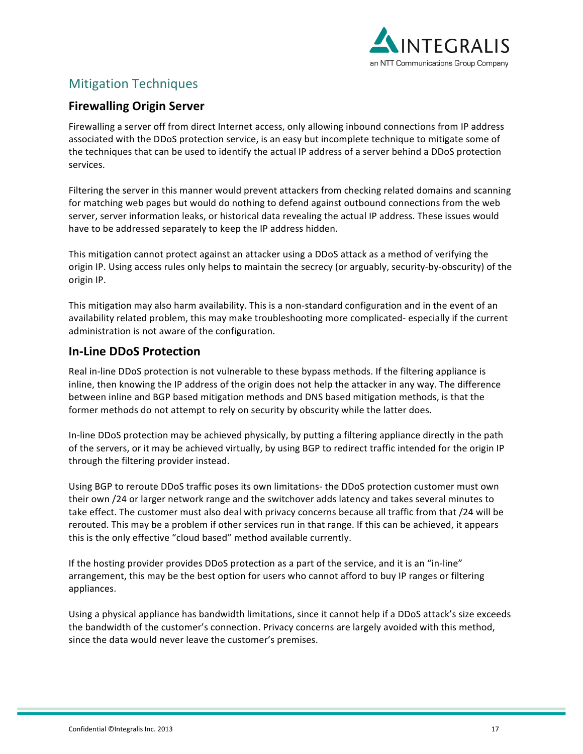## Mitigation Techniques

### Firewalling Origin Server

Firewalling a server off from direct Internet access, only allowing inbound connections from IP address associated with the DDoS protection service, is an easy but incomplete technique to mitigate some of the techniques that can be used to identify the actual IP address of a server behind a DDoS protection services.

Filtering the server in this manner would prevent attackers from checking related domains and scanning for matching web pages but would do nothing to defend against outbound connections from the web server, server information leaks, or historical data revealing the actual IP address. These issues would have to be addressed separately to keep the IP address hidden.

This mitigation cannot protect against an attacker using a DDoS attack as a method of verifying the origin IP. Using access rules only helps to maintain the secrecy (or arguably, security-by-obscurity) of the origin IP.

This mitigation may also harm availability. This is a non-standard configuration and in the event of an availability related problem, this may make troubleshooting more complicated- especially if the current administration is not aware of the configuration.

### In-Line DDoS Protection

Real in-line DDoS protection is not vulnerable to these bypass methods. If the filtering appliance is inline, then knowing the IP address of the origin does not help the attacker in any way. The difference between inline and BGP based mitigation methods and DNS based mitigation methods, is that the former methods do not attempt to rely on security by obscurity while the latter does.

In-line DDoS protection may be achieved physically, by putting a filtering appliance directly in the path of the servers, or it may be achieved virtually, by using BGP to redirect traffic intended for the origin IP through the filtering provider instead.

Using BGP to reroute DDoS traffic poses its own limitations- the DDoS protection customer must own their own /24 or larger network range and the switchover adds latency and takes several minutes to take effect. The customer must also deal with privacy concerns because all traffic from that /24 will be rerouted. This may be a problem if other services run in that range. If this can be achieved, it appears this is the only effective "cloud based" method available currently.

If the hosting provider provides DDoS protection as a part of the service, and it is an "in-line" arrangement, this may be the best option for users who cannot afford to buy IP ranges or filtering appliances.

Using a physical appliance has bandwidth limitations, since it cannot help if a DDoS attack's size exceeds the bandwidth of the customer's connection. Privacy concerns are largely avoided with this method, since the data would never leave the customer's premises.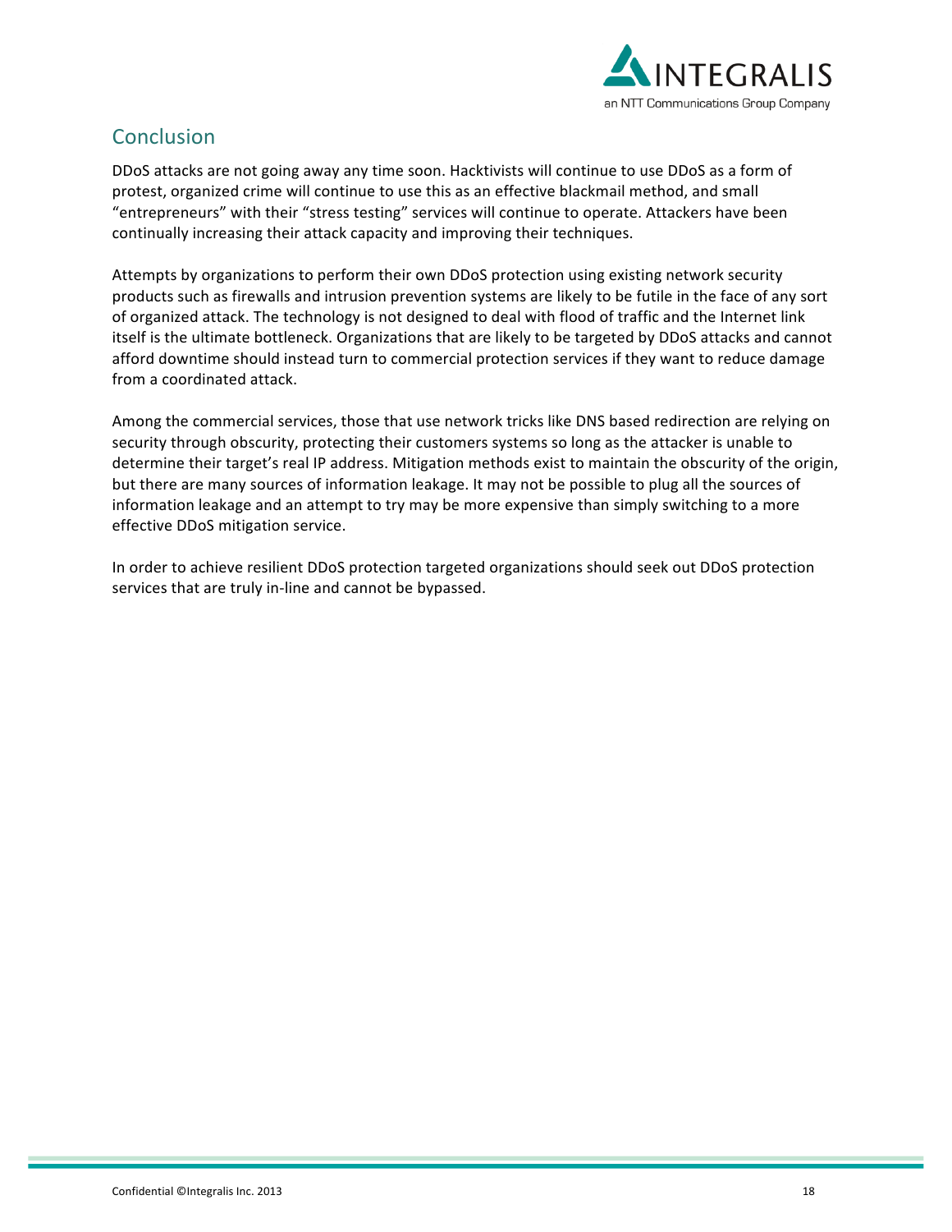## Conclusion

DDoS attacks are not going away any time soon. Hacktivists will continue to use DDoS as a form of protest, organized crime will continue to use this as an effective blackmail method, and small "entrepreneurs" with their "stress testing" services will continue to operate. Attackers have been continually increasing their attack capacity and improving their techniques.

Attempts by organizations to perform their own DDoS protection using existing network security products such as firewalls and intrusion prevention systems are likely to be futile in the face of any sort of organized attack. The technology is not designed to deal with flood of traffic and the Internet link itself is the ultimate bottleneck. Organizations that are likely to be targeted by DDoS attacks and cannot afford downtime should instead turn to commercial protection services if they want to reduce damage from a coordinated attack.

Among the commercial services, those that use network tricks like DNS based redirection are relying on security through obscurity, protecting their customers systems so long as the attacker is unable to determine their target's real IP address. Mitigation methods exist to maintain the obscurity of the origin, but there are many sources of information leakage. It may not be possible to plug all the sources of information leakage and an attempt to try may be more expensive than simply switching to a more effective DDoS mitigation service.

In order to achieve resilient DDoS protection targeted organizations should seek out DDoS protection services that are truly in-line and cannot be bypassed.